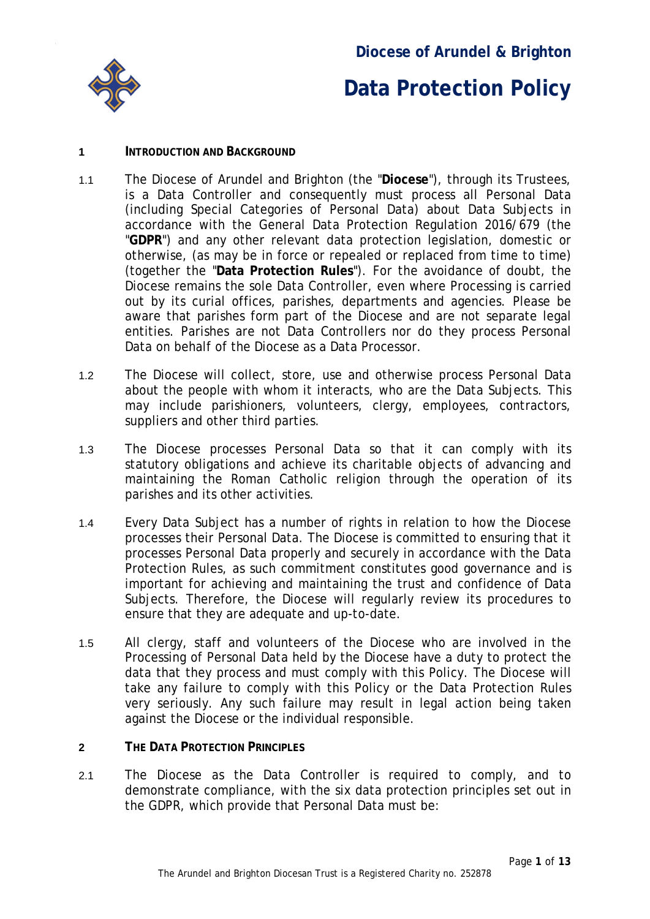# Diocese of Arundel & Brighton

# Data Protection Policy

## 1 INTRODUCTION AND BACKGROUND

1.1 The Diocese of Arundel and Brighton (the "**Diocese**"), through its Trustees, is a Data Controller and consequently must process all Personal Data (including Special Categories of Personal Data) about Data Subjects in accordance with the General Data Protection Regulation 2016/679 (the "**GDPR**") and any other relevant data protection legislation, domestic or otherwise, (as may be in force or repealed or replaced from time to time) (together the "**Data Protection Rules**"). For the avoidance of doubt, the Diocese remains the sole Data Controller, even where Processing is carried out by its curial offices, parishes, departments and agencies. Please be aware that parishes form part of the Diocese and are not separate legal entities. Parishes are not Data Controllers nor do they process Personal Data on behalf of the Diocese as a Data Processor.

1.2 The Diocese will collect, store, use and otherwise process Personal Data about the people with whom it interacts, who are the Data Subjects. This may include parishioners, volunteers, clergy, employees, contractors, suppliers and other third parties.

1.3 The Diocese processes Personal Data so that it can comply with its statutory obligations and achieve its charitable objects of advancing and maintaining the Roman Catholic religion through the operation of its parishes and its other activities.

1.4 Every Data Subject has a number of rights in relation to how the Diocese processes their Personal Data. The Diocese is committed to ensuring that it processes Personal Data properly and securely in accordance with the Data Protection Rules, as such commitment constitutes good governance and is important for achieving and maintaining the trust and confidence of Data Subjects. Therefore, the Diocese will regularly review its procedures to ensure that they are adequate and up-to-date.

1.5 All clergy, staff and volunteers of the Diocese who are involved in the Processing of Personal Data held by the Diocese have a duty to protect the data that they process and must comply with this Policy. The Diocese will take any failure to comply with this Policy or the Data Protection Rules very seriously. Any such failure may result in legal action being taken against the Diocese or the individual responsible.

## 2 THE DATA PROTECTION PRINCIPLES

2.1 The Diocese as the Data Controller is required to comply, and to demonstrate compliance, with the six data protection principles set out in the GDPR, which provide that Personal Data must be:

The Arundel and Brighton Diocesan Trust is a Registered Charity no. 252878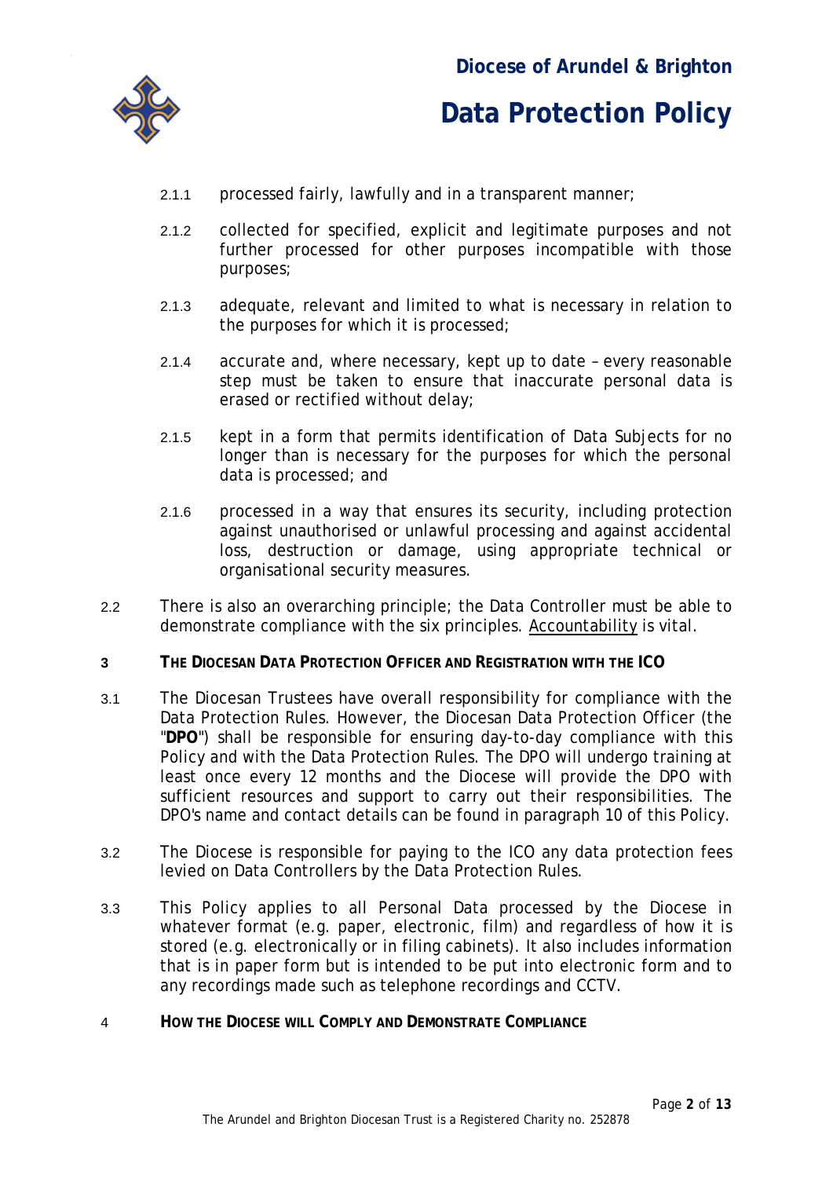2.1.1 processed fairly, lawfully and in a transparent manner;

2.1.2 collected for specified, explicit and legitimate purposes and not further processed for other purposes incompatible with those purposes;

2.1.3 adequate, relevant and limited to what is necessary in relation to the purposes for which it is processed;

2.1.4 accurate and, where necessary, kept up to date – every reasonable step must be taken to ensure that inaccurate personal data is erased or rectified without delay;

2.1.5 kept in a form that permits identification of Data Subjects for no longer than is necessary for the purposes for which the personal data is processed; and

2.1.6 processed in a way that ensures its security, including protection against unauthorised or unlawful processing and against accidental loss, destruction or damage, using appropriate technical or organisational security measures.

2.2 There is also an overarching principle; the Data Controller must be able to demonstrate compliance with the six principles. Accountability is vital.

## 3 THE DIOCESAN DATA PROTECTION OFFICER AND REGISTRATION WITH THE ICO

3.1 The Diocesan Trustees have overall responsibility for compliance with the Data Protection Rules. However, the Diocesan Data Protection Officer (the "**DPO**") shall be responsible for ensuring day-to-day compliance with this Policy and with the Data Protection Rules. The DPO will undergo training at least once every 12 months and the Diocese will provide the DPO with sufficient resources and support to carry out their responsibilities. The DPO's name and contact details can be found in paragraph 10 of this Policy.

3.2 The Diocese is responsible for paying to the ICO any data protection fees levied on Data Controllers by the Data Protection Rules.

3.3 This Policy applies to all Personal Data processed by the Diocese in whatever format (e.g. paper, electronic, film) and regardless of how it is stored (e.g. electronically or in filing cabinets). It also includes information that is in paper form but is intended to be put into electronic form and to any recordings made such as telephone recordings and CCTV.

## 4 HOW THE DIOCESE WILL COMPLY AND DEMONSTRATE COMPLIANCE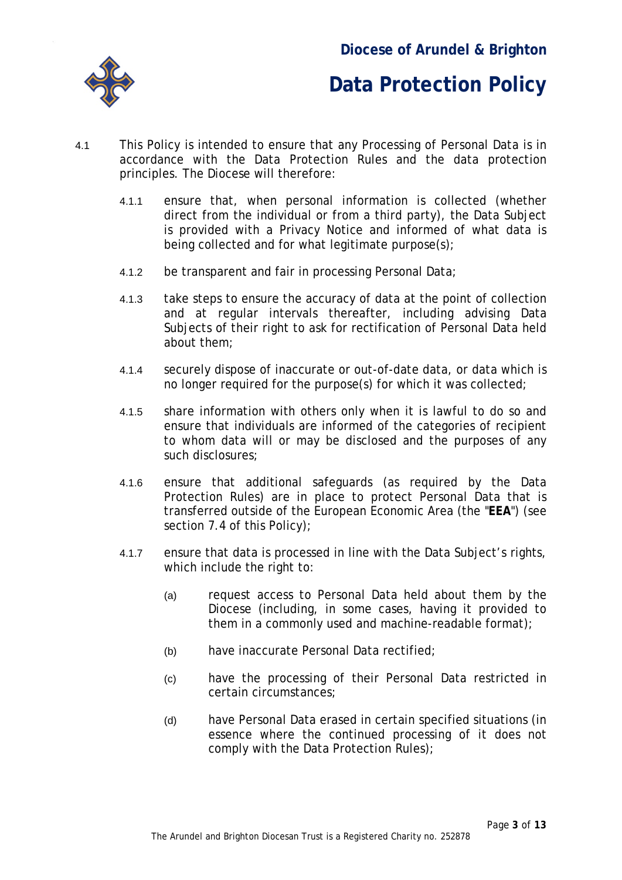4.1 This Policy is intended to ensure that any Processing of Personal Data is in accordance with the Data Protection Rules and the data protection principles. The Diocese will therefore:

4.1.1 ensure that, when personal information is collected (whether direct from the individual or from a third party), the Data Subject is provided with a Privacy Notice and informed of what data is being collected and for what legitimate purpose(s);

4.1.2 be transparent and fair in processing Personal Data;

4.1.3 take steps to ensure the accuracy of data at the point of collection and at regular intervals thereafter, including advising Data Subjects of their right to ask for rectification of Personal Data held about them;

4.1.4 securely dispose of inaccurate or out-of-date data, or data which is no longer required for the purpose(s) for which it was collected;

4.1.5 share information with others only when it is lawful to do so and ensure that individuals are informed of the categories of recipient to whom data will or may be disclosed and the purposes of any such disclosures;

4.1.6 ensure that additional safeguards (as required by the Data Protection Rules) are in place to protect Personal Data that is transferred outside of the European Economic Area (the "**EEA**") (see section 7.4 of this Policy);

4.1.7 ensure that data is processed in line with the Data Subject's rights, which include the right to:

(a) request access to Personal Data held about them by the Diocese (including, in some cases, having it provided to them in a commonly used and machine-readable format);

(b) have inaccurate Personal Data rectified;

(c) have the processing of their Personal Data restricted in certain circumstances;

(d) have Personal Data erased in certain specified situations (in essence where the continued processing of it does not comply with the Data Protection Rules);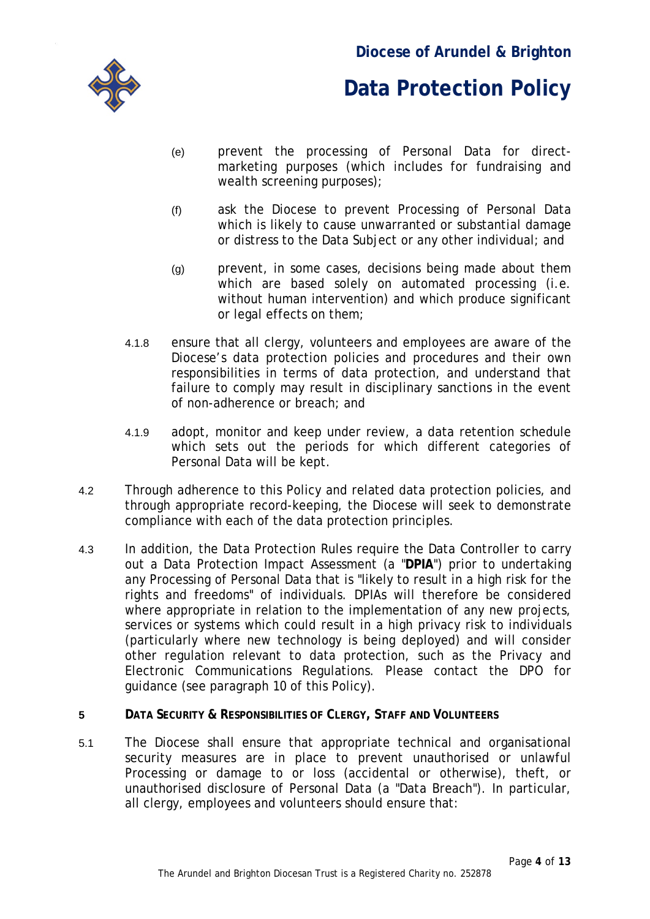(e) prevent the processing of Personal Data for direct-marketing purposes (which includes for fundraising and wealth screening purposes);

(f) ask the Diocese to prevent Processing of Personal Data which is likely to cause unwarranted or substantial damage or distress to the Data Subject or any other individual; and

(g) prevent, in some cases, decisions being made about them which are based solely on automated processing (i.e. without human intervention) and which produce significant or legal effects on them;

4.1.8 ensure that all clergy, volunteers and employees are aware of the Diocese's data protection policies and procedures and their own responsibilities in terms of data protection, and understand that failure to comply may result in disciplinary sanctions in the event of non-adherence or breach; and

4.1.9 adopt, monitor and keep under review, a data retention schedule which sets out the periods for which different categories of Personal Data will be kept.

4.2 Through adherence to this Policy and related data protection policies, and through appropriate record-keeping, the Diocese will seek to demonstrate compliance with each of the data protection principles.

4.3 In addition, the Data Protection Rules require the Data Controller to carry out a Data Protection Impact Assessment (a "**DPIA**") prior to undertaking any Processing of Personal Data that is "likely to result in a high risk for the rights and freedoms" of individuals. DPIAs will therefore be considered where appropriate in relation to the implementation of any new projects, services or systems which could result in a high privacy risk to individuals (particularly where new technology is being deployed) and will consider other regulation relevant to data protection, such as the Privacy and Electronic Communications Regulations. Please contact the DPO for guidance (see paragraph 10 of this Policy).

## 5 DATA SECURITY & RESPONSIBILITIES OF CLERGY, STAFF AND VOLUNTEERS

5.1 The Diocese shall ensure that appropriate technical and organisational security measures are in place to prevent unauthorised or unlawful Processing or damage to or loss (accidental or otherwise), theft, or unauthorised disclosure of Personal Data (a "Data Breach"). In particular, all clergy, employees and volunteers should ensure that: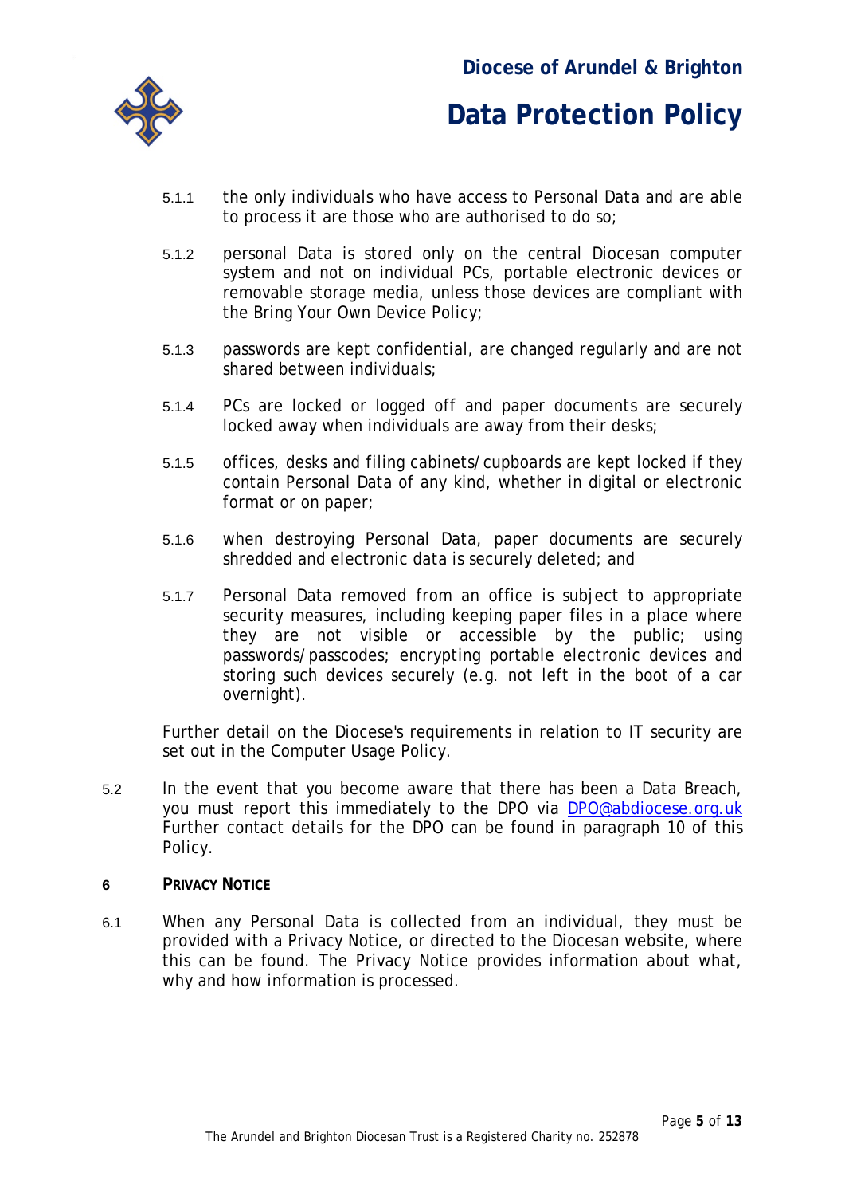5.1.1 the only individuals who have access to Personal Data and are able to process it are those who are authorised to do so;

5.1.2 personal Data is stored only on the central Diocesan computer system and not on individual PCs, portable electronic devices or removable storage media, unless those devices are compliant with the Bring Your Own Device Policy;

5.1.3 passwords are kept confidential, are changed regularly and are not shared between individuals;

5.1.4 PCs are locked or logged off and paper documents are securely locked away when individuals are away from their desks;

5.1.5 offices, desks and filing cabinets/cupboards are kept locked if they contain Personal Data of any kind, whether in digital or electronic format or on paper;

5.1.6 when destroying Personal Data, paper documents are securely shredded and electronic data is securely deleted; and

5.1.7 Personal Data removed from an office is subject to appropriate security measures, including keeping paper files in a place where they are not visible or accessible by the public; using passwords/passcodes; encrypting portable electronic devices and storing such devices securely (e.g. not left in the boot of a car overnight).

Further detail on the Diocese's requirements in relation to IT security are set out in the Computer Usage Policy.

5.2 In the event that you become aware that there has been a Data Breach, you must report this immediately to the DPO via DPO@abdiocese.org.uk Further contact details for the DPO can be found in paragraph 10 of this Policy.

## 6 PRIVACY NOTICE

6.1 When any Personal Data is collected from an individual, they must be provided with a Privacy Notice, or directed to the Diocesan website, where this can be found. The Privacy Notice provides information about what, why and how information is processed.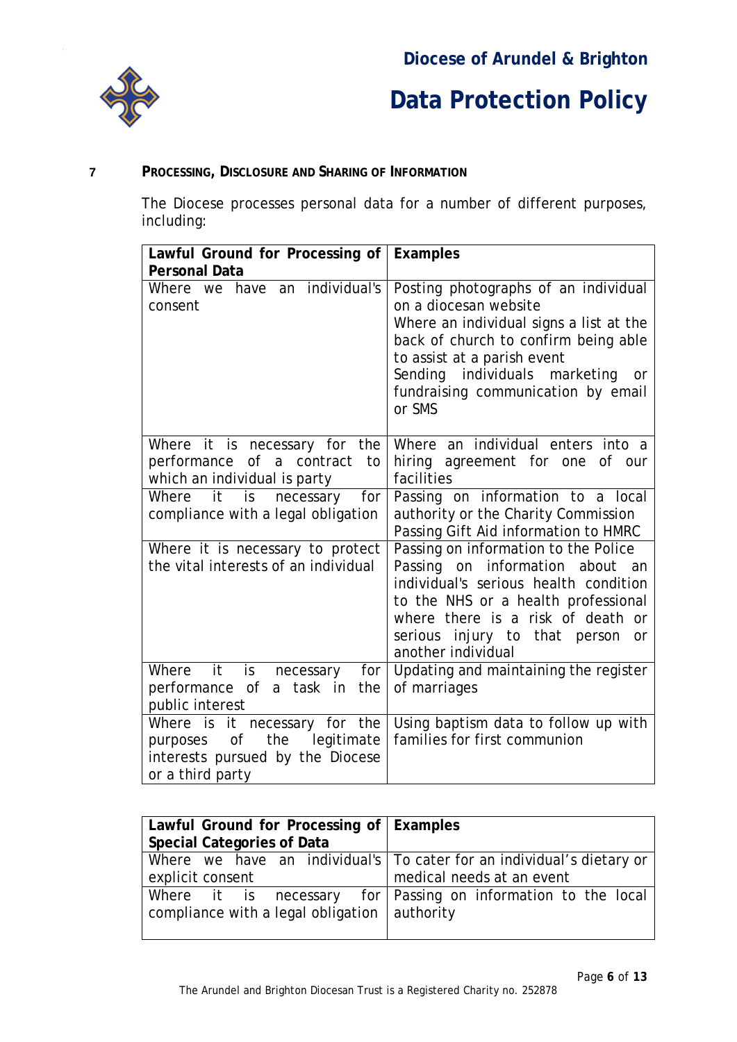## 7 PROCESSING, DISCLOSURE AND SHARING OF INFORMATION

The Diocese processes personal data for a number of different purposes, including:

| Lawful Ground for Processing of Personal Data | Examples |
|---|---|
| Where we have an individual's consent | Posting photographs of an individual on a diocesan website<br>Where an individual signs a list at the back of church to confirm being able to assist at a parish event<br>Sending individuals marketing or fundraising communication by email or SMS |
| Where it is necessary for the performance of a contract to which an individual is party | Where an individual enters into a hiring agreement for one of our facilities |
| Where it is necessary for compliance with a legal obligation | Passing on information to a local authority or the Charity Commission<br>Passing Gift Aid information to HMRC |
| Where it is necessary to protect the vital interests of an individual | Passing on information to the Police<br>Passing on information about an individual's serious health condition to the NHS or a health professional where there is a risk of death or serious injury to that person or another individual |
| Where it is necessary for performance of a task in the public interest | Updating and maintaining the register of marriages |
| Where is it necessary for the purposes of the legitimate interests pursued by the Diocese or a third party | Using baptism data to follow up with families for first communion |

| Lawful Ground for Processing of Special Categories of Data | Examples |
|---|---|
| Where we have an individual's explicit consent | To cater for an individual's dietary or medical needs at an event |
| Where it is necessary for compliance with a legal obligation | Passing on information to the local authority |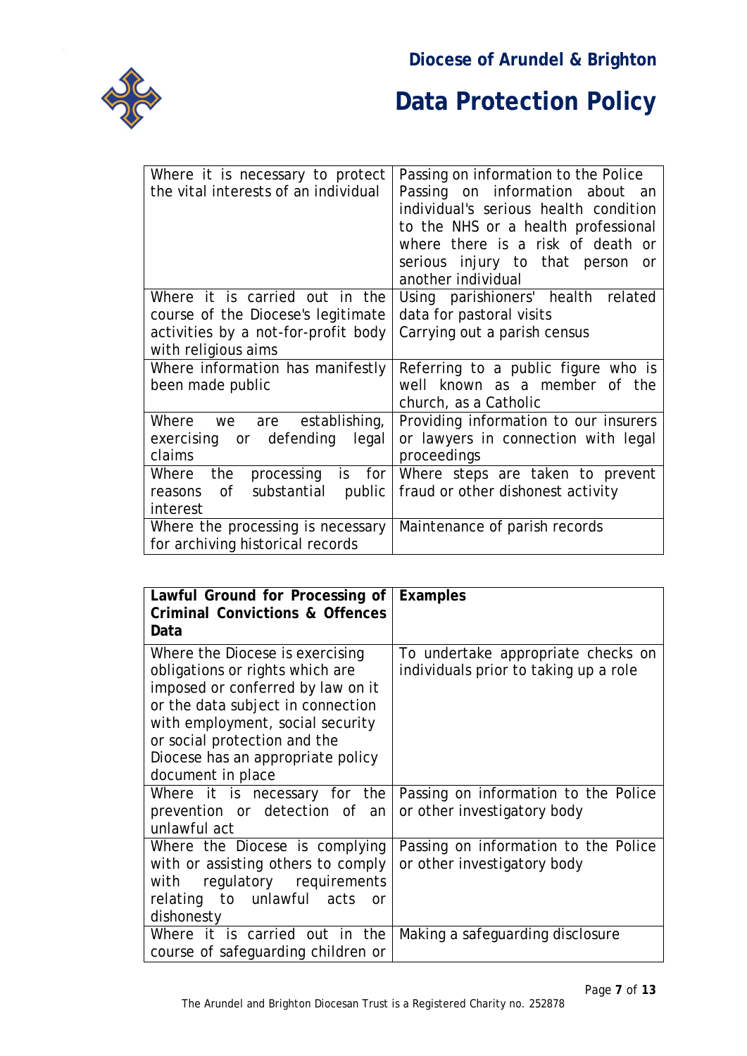| | |
|---|---|
| Where it is necessary to protect the vital interests of an individual | Passing on information to the Police<br>Passing on information about an individual's serious health condition to the NHS or a health professional where there is a risk of death or serious injury to that person or another individual |
| Where it is carried out in the course of the Diocese's legitimate activities by a not-for-profit body with religious aims | Using parishioners' health related data for pastoral visits<br>Carrying out a parish census |
| Where information has manifestly been made public | Referring to a public figure who is well known as a member of the church, as a Catholic |
| Where we are establishing, exercising or defending legal claims | Providing information to our insurers or lawyers in connection with legal proceedings |
| Where the processing is for reasons of substantial public interest | Where steps are taken to prevent fraud or other dishonest activity |
| Where the processing is necessary for archiving historical records | Maintenance of parish records |

| Lawful Ground for Processing of Criminal Convictions & Offences Data | Examples |
|---|---|
| Where the Diocese is exercising obligations or rights which are imposed or conferred by law on it or the data subject in connection with employment, social security or social protection and the Diocese has an appropriate policy document in place | To undertake appropriate checks on individuals prior to taking up a role |
| Where it is necessary for the prevention or detection of an unlawful act | Passing on information to the Police or other investigatory body |
| Where the Diocese is complying with or assisting others to comply with regulatory requirements relating to unlawful acts or dishonesty | Passing on information to the Police or other investigatory body |
| Where it is carried out in the course of safeguarding children or | Making a safeguarding disclosure |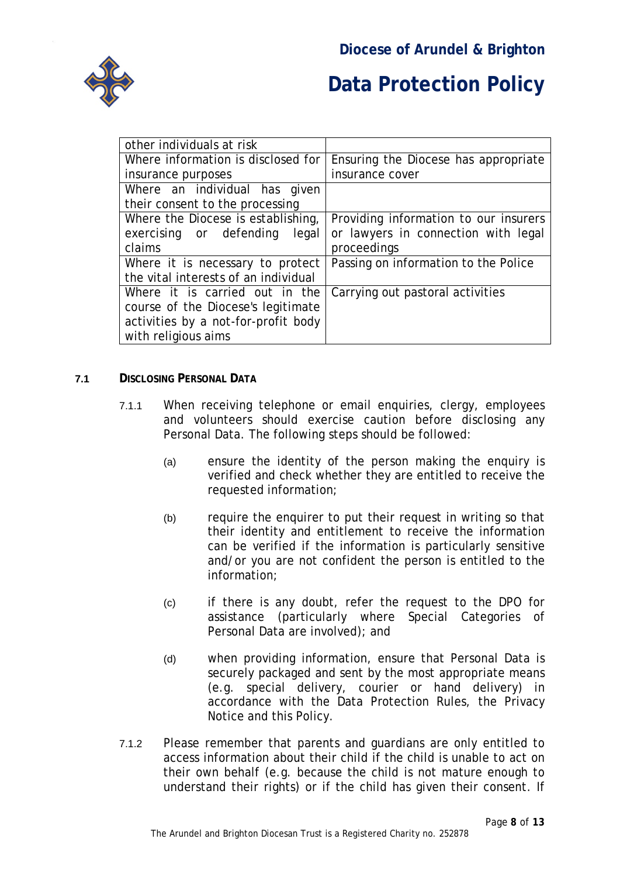| other individuals at risk | |
|---|---|
| Where information is disclosed for insurance purposes | Ensuring the Diocese has appropriate insurance cover |
| Where an individual has given their consent to the processing | |
| Where the Diocese is establishing, exercising or defending legal claims | Providing information to our insurers or lawyers in connection with legal proceedings |
| Where it is necessary to protect the vital interests of an individual | Passing on information to the Police |
| Where it is carried out in the course of the Diocese's legitimate activities by a not-for-profit body with religious aims | Carrying out pastoral activities |

### 7.1 DISCLOSING PERSONAL DATA

7.1.1 When receiving telephone or email enquiries, clergy, employees and volunteers should exercise caution before disclosing any Personal Data. The following steps should be followed:

(a) ensure the identity of the person making the enquiry is verified and check whether they are entitled to receive the requested information;

(b) require the enquirer to put their request in writing so that their identity and entitlement to receive the information can be verified if the information is particularly sensitive and/or you are not confident the person is entitled to the information;

(c) if there is any doubt, refer the request to the DPO for assistance (particularly where Special Categories of Personal Data are involved); and

(d) when providing information, ensure that Personal Data is securely packaged and sent by the most appropriate means (e.g. special delivery, courier or hand delivery) in accordance with the Data Protection Rules, the Privacy Notice and this Policy.

7.1.2 Please remember that parents and guardians are only entitled to access information about their child if the child is unable to act on their own behalf (e.g. because the child is not mature enough to understand their rights) or if the child has given their consent. If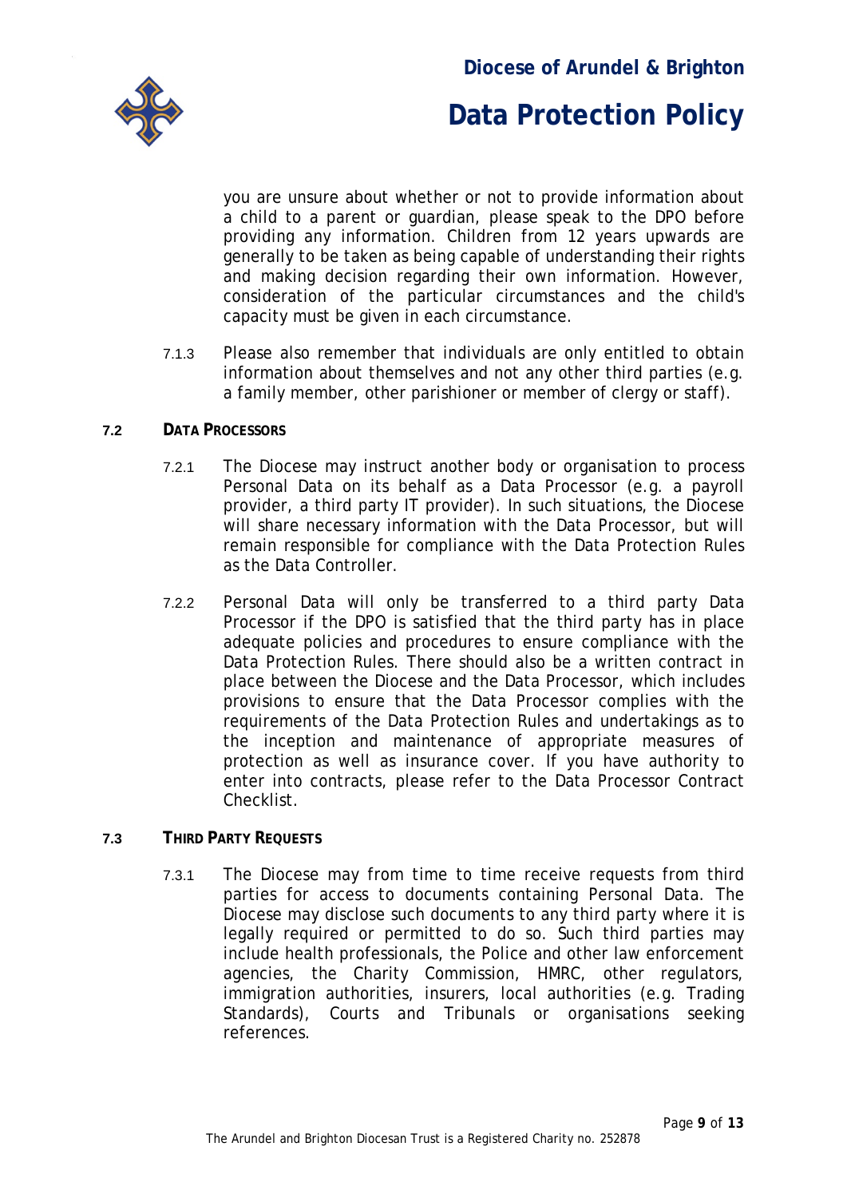you are unsure about whether or not to provide information about a child to a parent or guardian, please speak to the DPO before providing any information. Children from 12 years upwards are generally to be taken as being capable of understanding their rights and making decision regarding their own information. However, consideration of the particular circumstances and the child's capacity must be given in each circumstance.

7.1.3 Please also remember that individuals are only entitled to obtain information about themselves and not any other third parties (e.g. a family member, other parishioner or member of clergy or staff).

**7.2 DATA PROCESSORS**

7.2.1 The Diocese may instruct another body or organisation to process Personal Data on its behalf as a Data Processor (e.g. a payroll provider, a third party IT provider). In such situations, the Diocese will share necessary information with the Data Processor, but will remain responsible for compliance with the Data Protection Rules as the Data Controller.

7.2.2 Personal Data will only be transferred to a third party Data Processor if the DPO is satisfied that the third party has in place adequate policies and procedures to ensure compliance with the Data Protection Rules. There should also be a written contract in place between the Diocese and the Data Processor, which includes provisions to ensure that the Data Processor complies with the requirements of the Data Protection Rules and undertakings as to the inception and maintenance of appropriate measures of protection as well as insurance cover. If you have authority to enter into contracts, please refer to the Data Processor Contract Checklist.

**7.3 THIRD PARTY REQUESTS**

7.3.1 The Diocese may from time to time receive requests from third parties for access to documents containing Personal Data. The Diocese may disclose such documents to any third party where it is legally required or permitted to do so. Such third parties may include health professionals, the Police and other law enforcement agencies, the Charity Commission, HMRC, other regulators, immigration authorities, insurers, local authorities (e.g. Trading Standards), Courts and Tribunals or organisations seeking references.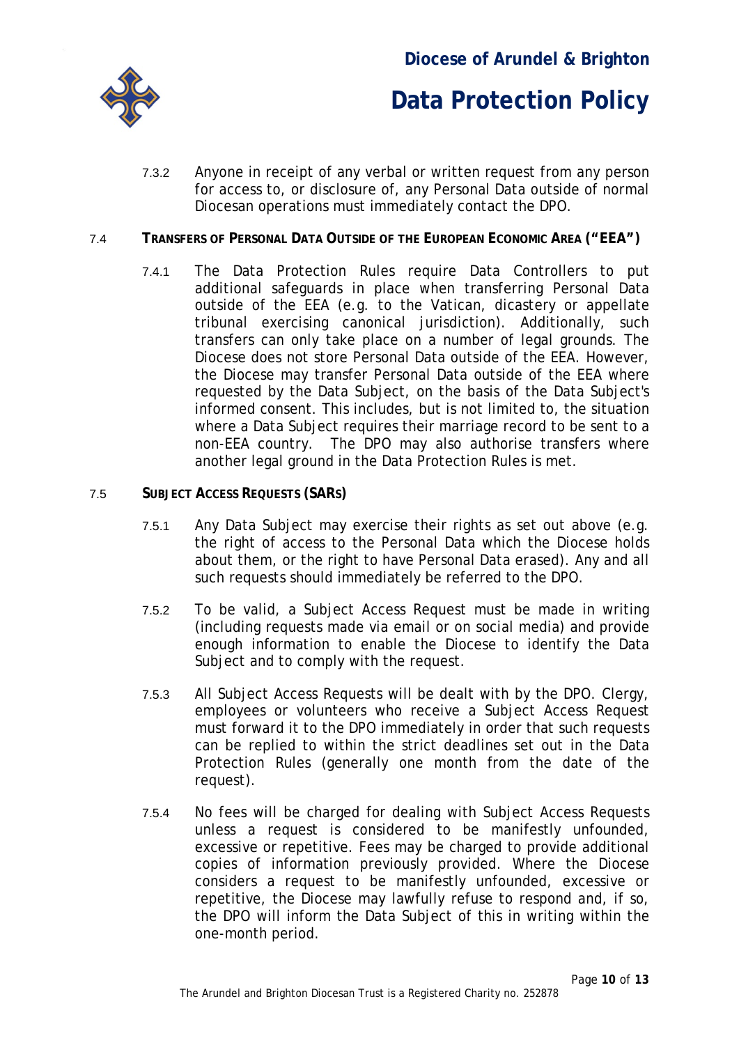7.3.2 Anyone in receipt of any verbal or written request from any person for access to, or disclosure of, any Personal Data outside of normal Diocesan operations must immediately contact the DPO.

### 7.4 TRANSFERS OF PERSONAL DATA OUTSIDE OF THE EUROPEAN ECONOMIC AREA ("EEA")

7.4.1 The Data Protection Rules require Data Controllers to put additional safeguards in place when transferring Personal Data outside of the EEA (e.g. to the Vatican, dicastery or appellate tribunal exercising canonical jurisdiction). Additionally, such transfers can only take place on a number of legal grounds. The Diocese does not store Personal Data outside of the EEA. However, the Diocese may transfer Personal Data outside of the EEA where requested by the Data Subject, on the basis of the Data Subject's informed consent. This includes, but is not limited to, the situation where a Data Subject requires their marriage record to be sent to a non-EEA country. The DPO may also authorise transfers where another legal ground in the Data Protection Rules is met.

### 7.5 SUBJECT ACCESS REQUESTS (SARs)

7.5.1 Any Data Subject may exercise their rights as set out above (e.g. the right of access to the Personal Data which the Diocese holds about them, or the right to have Personal Data erased). Any and all such requests should immediately be referred to the DPO.

7.5.2 To be valid, a Subject Access Request must be made in writing (including requests made via email or on social media) and provide enough information to enable the Diocese to identify the Data Subject and to comply with the request.

7.5.3 All Subject Access Requests will be dealt with by the DPO. Clergy, employees or volunteers who receive a Subject Access Request must forward it to the DPO immediately in order that such requests can be replied to within the strict deadlines set out in the Data Protection Rules (generally one month from the date of the request).

7.5.4 No fees will be charged for dealing with Subject Access Requests unless a request is considered to be manifestly unfounded, excessive or repetitive. Fees may be charged to provide additional copies of information previously provided. Where the Diocese considers a request to be manifestly unfounded, excessive or repetitive, the Diocese may lawfully refuse to respond and, if so, the DPO will inform the Data Subject of this in writing within the one-month period.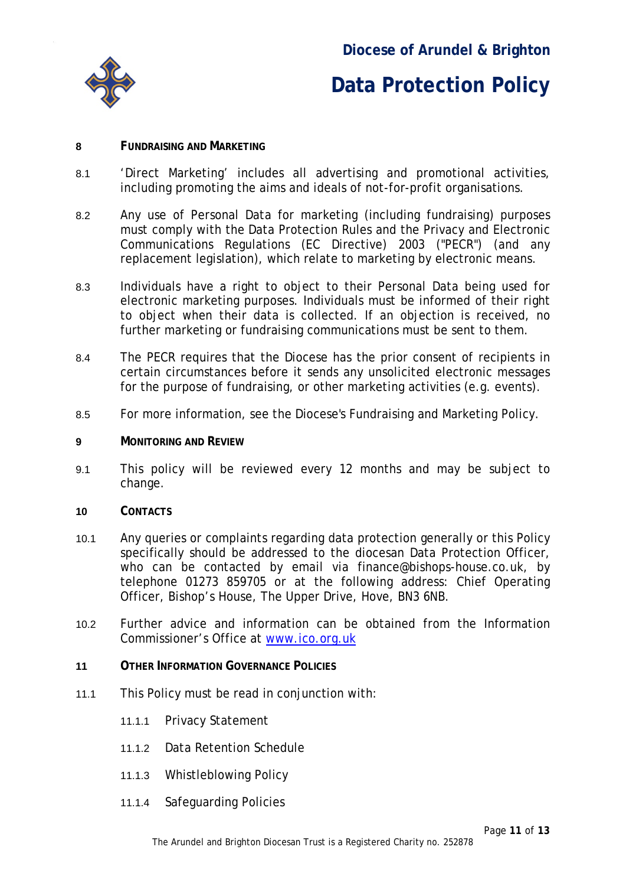## 8 FUNDRAISING AND MARKETING

8.1 'Direct Marketing' includes all advertising and promotional activities, including promoting the aims and ideals of not-for-profit organisations.

8.2 Any use of Personal Data for marketing (including fundraising) purposes must comply with the Data Protection Rules and the Privacy and Electronic Communications Regulations (EC Directive) 2003 ("PECR") (and any replacement legislation), which relate to marketing by electronic means.

8.3 Individuals have a right to object to their Personal Data being used for electronic marketing purposes. Individuals must be informed of their right to object when their data is collected. If an objection is received, no further marketing or fundraising communications must be sent to them.

8.4 The PECR requires that the Diocese has the prior consent of recipients in certain circumstances before it sends any unsolicited electronic messages for the purpose of fundraising, or other marketing activities (e.g. events).

8.5 For more information, see the Diocese's Fundraising and Marketing Policy.

## 9 MONITORING AND REVIEW

9.1 This policy will be reviewed every 12 months and may be subject to change.

## 10 CONTACTS

10.1 Any queries or complaints regarding data protection generally or this Policy specifically should be addressed to the diocesan Data Protection Officer, who can be contacted by email via finance@bishops-house.co.uk, by telephone 01273 859705 or at the following address: Chief Operating Officer, Bishop's House, The Upper Drive, Hove, BN3 6NB.

10.2 Further advice and information can be obtained from the Information Commissioner's Office at [www.ico.org.uk](http://www.ico.org.uk)

## 11 OTHER INFORMATION GOVERNANCE POLICIES

11.1 This Policy must be read in conjunction with:

- 11.1.1 Privacy Statement
- 11.1.2 Data Retention Schedule
- 11.1.3 Whistleblowing Policy
- 11.1.4 Safeguarding Policies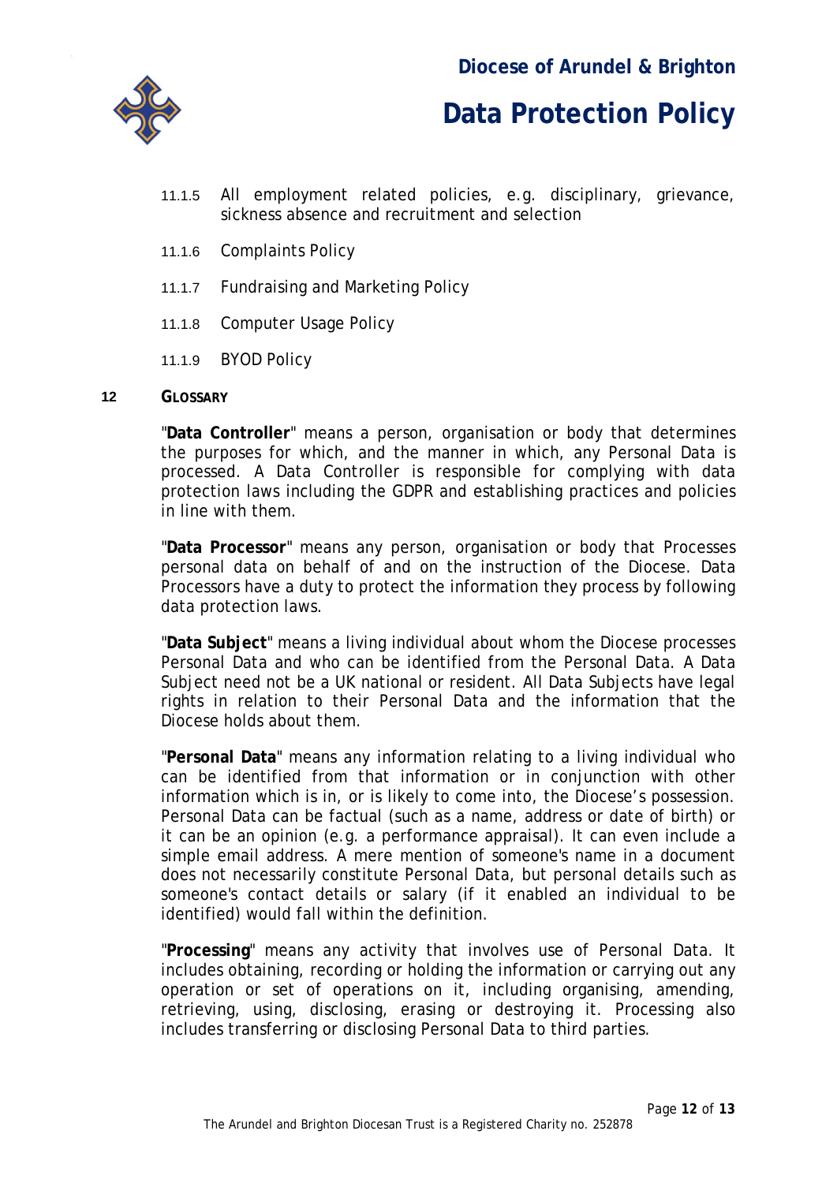11.1.5 All employment related policies, e.g. disciplinary, grievance, sickness absence and recruitment and selection

11.1.6 Complaints Policy

11.1.7 Fundraising and Marketing Policy

11.1.8 Computer Usage Policy

11.1.9 BYOD Policy

## 12 GLOSSARY

"**Data Controller**" means a person, organisation or body that determines the purposes for which, and the manner in which, any Personal Data is processed. A Data Controller is responsible for complying with data protection laws including the GDPR and establishing practices and policies in line with them.

"**Data Processor**" means any person, organisation or body that Processes personal data on behalf of and on the instruction of the Diocese. Data Processors have a duty to protect the information they process by following data protection laws.

"**Data Subject**" means a living individual about whom the Diocese processes Personal Data and who can be identified from the Personal Data. A Data Subject need not be a UK national or resident. All Data Subjects have legal rights in relation to their Personal Data and the information that the Diocese holds about them.

"**Personal Data**" means any information relating to a living individual who can be identified from that information or in conjunction with other information which is in, or is likely to come into, the Diocese's possession. Personal Data can be factual (such as a name, address or date of birth) or it can be an opinion (e.g. a performance appraisal). It can even include a simple email address. A mere mention of someone's name in a document does not necessarily constitute Personal Data, but personal details such as someone's contact details or salary (if it enabled an individual to be identified) would fall within the definition.

"**Processing**" means any activity that involves use of Personal Data. It includes obtaining, recording or holding the information or carrying out any operation or set of operations on it, including organising, amending, retrieving, using, disclosing, erasing or destroying it. Processing also includes transferring or disclosing Personal Data to third parties.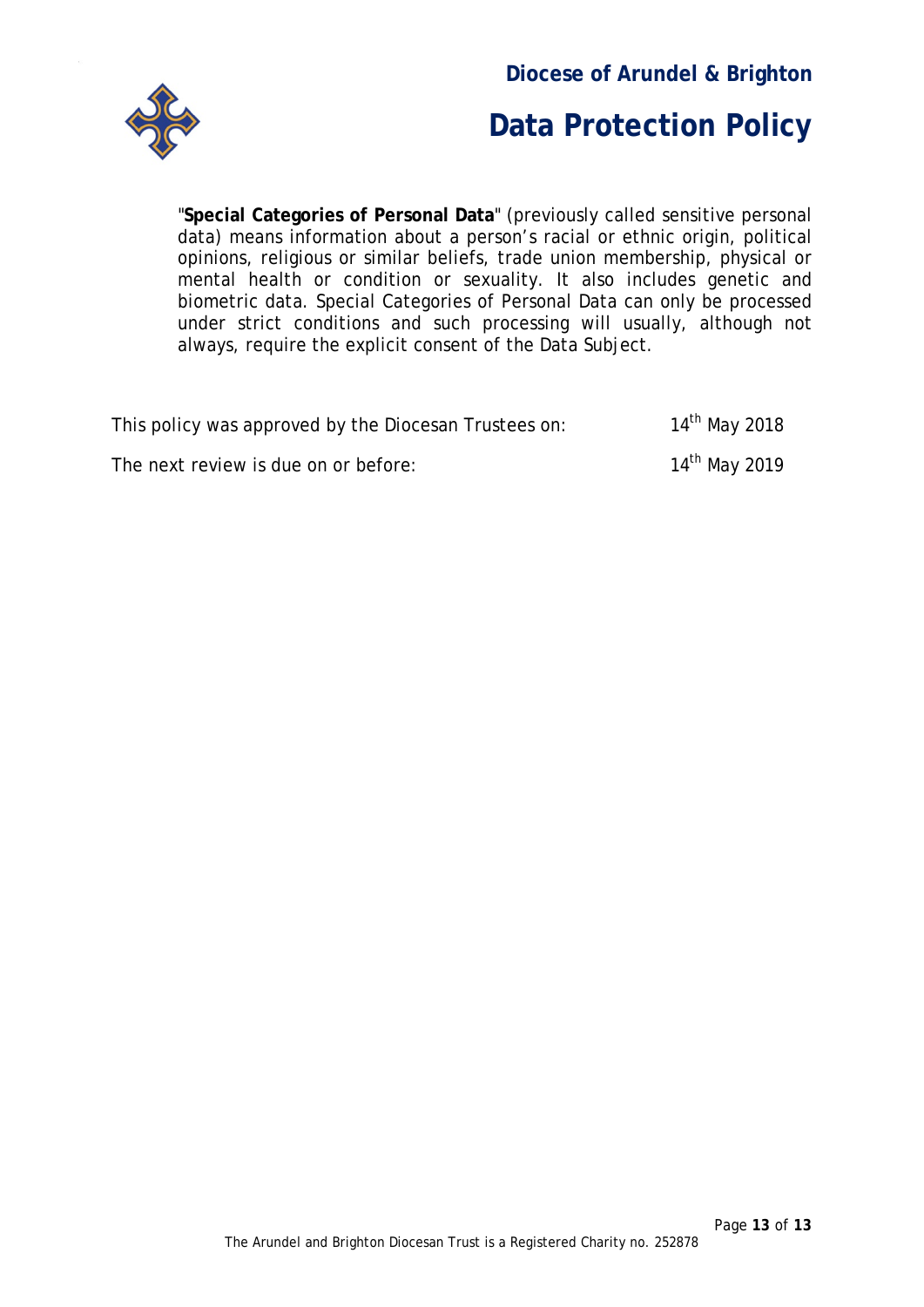"**Special Categories of Personal Data**" (previously called sensitive personal data) means information about a person's racial or ethnic origin, political opinions, religious or similar beliefs, trade union membership, physical or mental health or condition or sexuality. It also includes genetic and biometric data. Special Categories of Personal Data can only be processed under strict conditions and such processing will usually, although not always, require the explicit consent of the Data Subject.

| | |
|---|---|
| This policy was approved by the Diocesan Trustees on: | 14th May 2018 |
| The next review is due on or before: | 14th May 2019 |